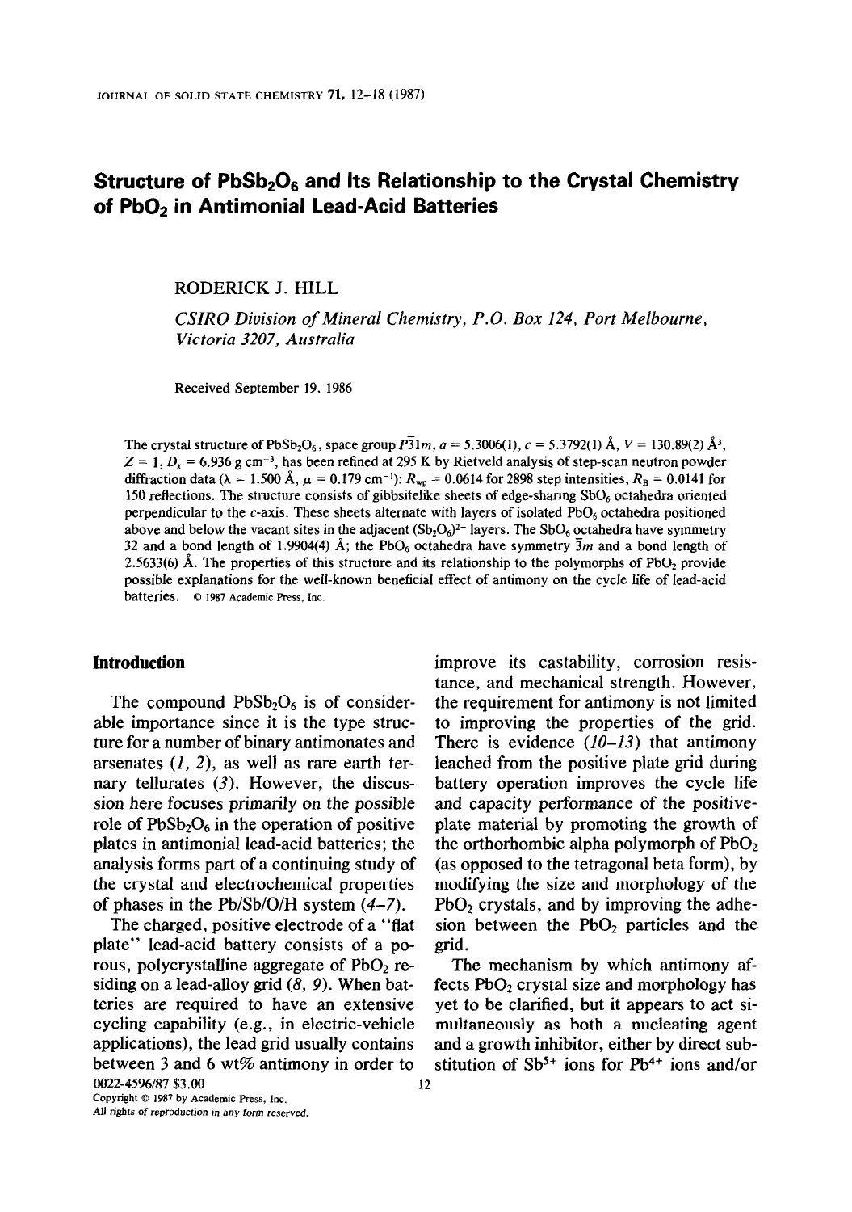# Structure of $PbSb_2O_6$ and Its Relationship to the Crystal Chemistry of $PbO_2$ in Antimonial Lead-Acid Batteries

RODERICK J. HILL

*CSIRO Division of Mineral Chemistry, P.O. Box 124, Port Melbourne, Victoria 3207, Australia*

Received September 19, 1986

The crystal structure of $PbSb_2O_6$, space group $P\bar{3}1m$, $a = 5.3006(1)$, $c = 5.3792(1)$ Å, $V = 130.89(2)$ Å$^3$, $Z = 1$, $D_x = 6.936$ g cm$^{-3}$, has been refined at 295 K by Rietveld analysis of step-scan neutron powder diffraction data ($\lambda = 1.500$ Å, $\mu = 0.179$ cm$^{-1}$): $R_{wp} = 0.0614$ for 2898 step intensities, $R_B = 0.0141$ for 150 reflections. The structure consists of gibbsitelike sheets of edge-sharing $SbO_6$ octahedra oriented perpendicular to the $c$-axis. These sheets alternate with layers of isolated $PbO_6$ octahedra positioned above and below the vacant sites in the adjacent $(Sb_2O_6)^{2-}$ layers. The $SbO_6$ octahedra have symmetry 32 and a bond length of 1.9904(4) Å; the $PbO_6$ octahedra have symmetry $\bar{3}m$ and a bond length of 2.5633(6) Å. The properties of this structure and its relationship to the polymorphs of $PbO_2$ provide possible explanations for the well-known beneficial effect of antimony on the cycle life of lead-acid batteries. © 1987 Academic Press, Inc.

## Introduction

The compound $PbSb_2O_6$ is of considerable importance since it is the type structure for a number of binary antimonates and arsenates (*1, 2*), as well as rare earth ternary tellurates (*3*). However, the discussion here focuses primarily on the possible role of $PbSb_2O_6$ in the operation of positive plates in antimonial lead-acid batteries; the analysis forms part of a continuing study of the crystal and electrochemical properties of phases in the Pb/Sb/O/H system (*4–7*).

The charged, positive electrode of a "flat plate" lead-acid battery consists of a porous, polycrystalline aggregate of $PbO_2$ residing on a lead-alloy grid (*8, 9*). When batteries are required to have an extensive cycling capability (e.g., in electric-vehicle applications), the lead grid usually contains between 3 and 6 wt% antimony in order to improve its castability, corrosion resistance, and mechanical strength. However, the requirement for antimony is not limited to improving the properties of the grid. There is evidence (*10–13*) that antimony leached from the positive plate grid during battery operation improves the cycle life and capacity performance of the positive-plate material by promoting the growth of the orthorhombic alpha polymorph of $PbO_2$ (as opposed to the tetragonal beta form), by modifying the size and morphology of the $PbO_2$ crystals, and by improving the adhesion between the $PbO_2$ particles and the grid.

The mechanism by which antimony affects $PbO_2$ crystal size and morphology has yet to be clarified, but it appears to act simultaneously as both a nucleating agent and a growth inhibitor, either by direct substitution of $Sb^{5+}$ ions for $Pb^{4+}$ ions and/or

0022-4596/87 $3.00
Copyright © 1987 by Academic Press, Inc.
All rights of reproduction in any form reserved.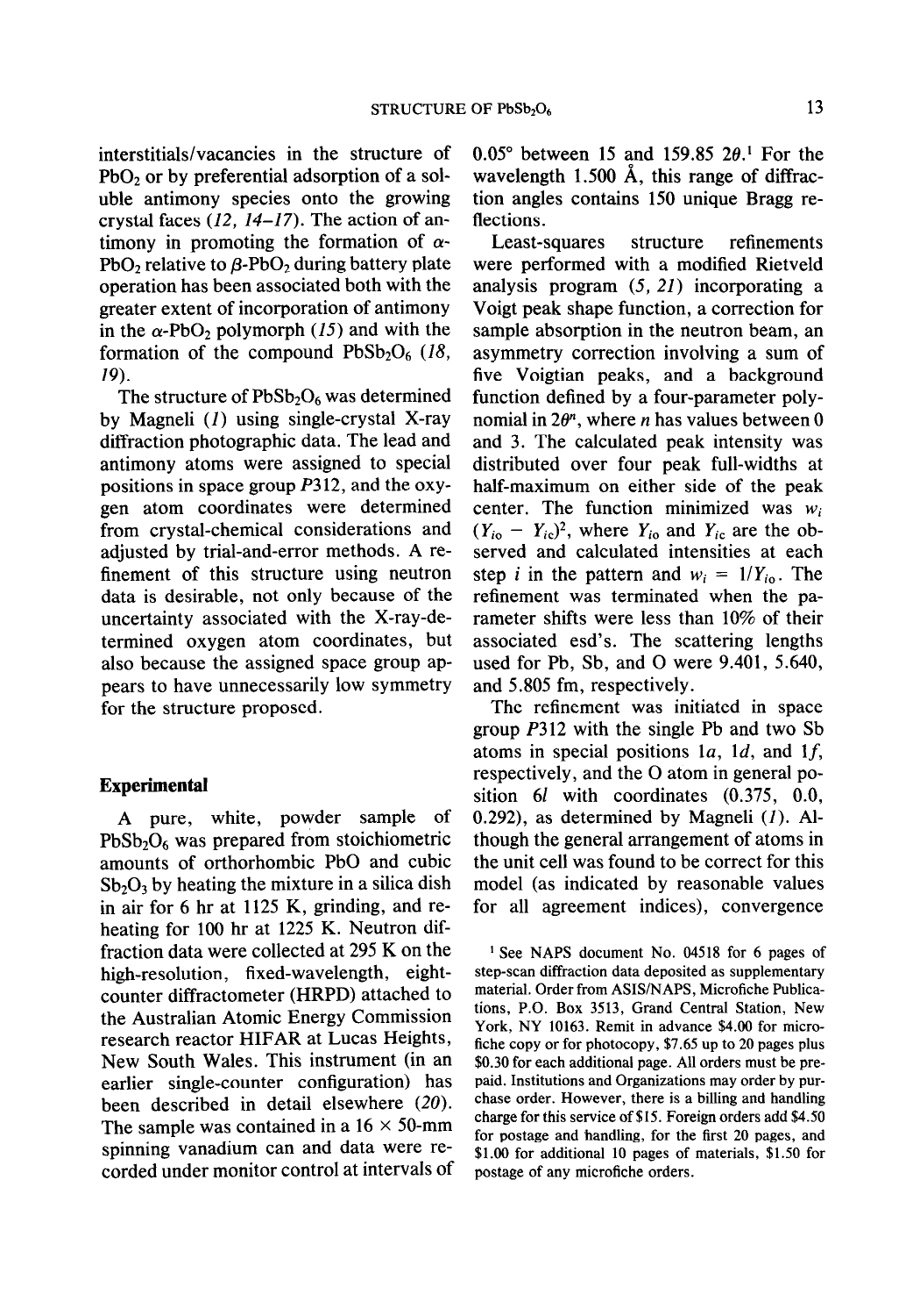interstitials/vacancies in the structure of $PbO_2$ or by preferential adsorption of a soluble antimony species onto the growing crystal faces (12, 14–17). The action of antimony in promoting the formation of $\alpha$-$PbO_2$ relative to $\beta$-$PbO_2$ during battery plate operation has been associated both with the greater extent of incorporation of antimony in the $\alpha$-$PbO_2$ polymorph (15) and with the formation of the compound $PbSb_2O_6$ (18, 19).

The structure of $PbSb_2O_6$ was determined by Magneli (1) using single-crystal X-ray diffraction photographic data. The lead and antimony atoms were assigned to special positions in space group $P312$, and the oxygen atom coordinates were determined from crystal-chemical considerations and adjusted by trial-and-error methods. A refinement of this structure using neutron data is desirable, not only because of the uncertainty associated with the X-ray-determined oxygen atom coordinates, but also because the assigned space group appears to have unnecessarily low symmetry for the structure proposed.

## Experimental

A pure, white, powder sample of $PbSb_2O_6$ was prepared from stoichiometric amounts of orthorhombic PbO and cubic $Sb_2O_3$ by heating the mixture in a silica dish in air for 6 hr at 1125 K, grinding, and reheating for 100 hr at 1225 K. Neutron diffraction data were collected at 295 K on the high-resolution, fixed-wavelength, eight-counter diffractometer (HRPD) attached to the Australian Atomic Energy Commission research reactor HIFAR at Lucas Heights, New South Wales. This instrument (in an earlier single-counter configuration) has been described in detail elsewhere (20). The sample was contained in a 16 × 50-mm spinning vanadium can and data were recorded under monitor control at intervals of 0.05° between 15 and 159.85 $2\theta$.[1] For the wavelength 1.500 Å, this range of diffraction angles contains 150 unique Bragg reflections.

Least-squares structure refinements were performed with a modified Rietveld analysis program (5, 21) incorporating a Voigt peak shape function, a correction for sample absorption in the neutron beam, an asymmetry correction involving a sum of five Voigtian peaks, and a background function defined by a four-parameter polynomial in $2\theta^n$, where $n$ has values between 0 and 3. The calculated peak intensity was distributed over four peak full-widths at half-maximum on either side of the peak center. The function minimized was $w_i (Y_{io} - Y_{ic})^2$, where $Y_{io}$ and $Y_{ic}$ are the observed and calculated intensities at each step $i$ in the pattern and $w_i = 1/Y_{io}$. The refinement was terminated when the parameter shifts were less than 10% of their associated esd's. The scattering lengths used for Pb, Sb, and O were 9.401, 5.640, and 5.805 fm, respectively.

The refinement was initiated in space group $P312$ with the single Pb and two Sb atoms in special positions $1a$, $1d$, and $1f$, respectively, and the O atom in general position $6l$ with coordinates (0.375, 0.0, 0.292), as determined by Magneli (1). Although the general arrangement of atoms in the unit cell was found to be correct for this model (as indicated by reasonable values for all agreement indices), convergence

[1] See NAPS document No. 04518 for 6 pages of step-scan diffraction data deposited as supplementary material. Order from ASIS/NAPS, Microfiche Publications, P.O. Box 3513, Grand Central Station, New York, NY 10163. Remit in advance \$4.00 for microfiche copy or for photocopy, \$7.65 up to 20 pages plus \$0.30 for each additional page. All orders must be prepaid. Institutions and Organizations may order by purchase order. However, there is a billing and handling charge for this service of \$15. Foreign orders add \$4.50 for postage and handling, for the first 20 pages, and \$1.00 for additional 10 pages of materials, \$1.50 for postage of any microfiche orders.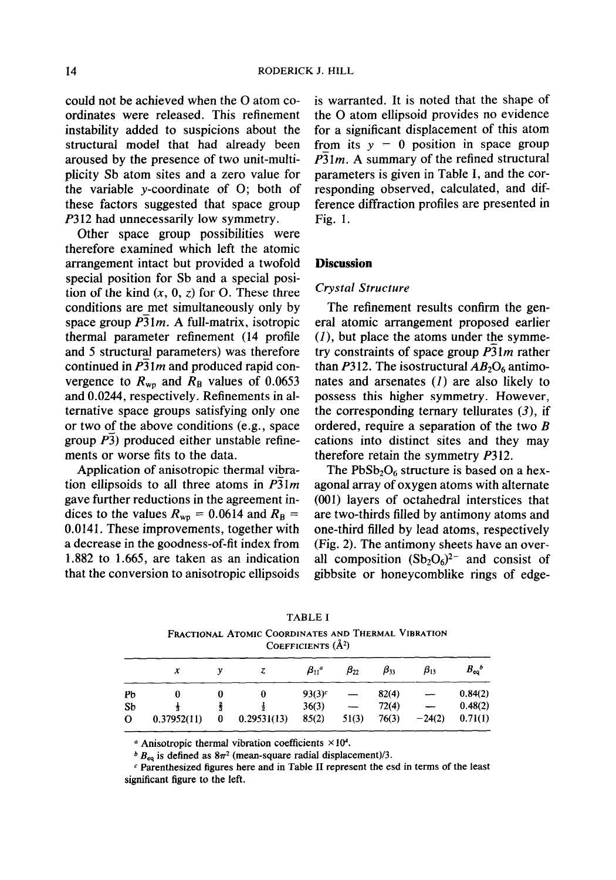could not be achieved when the O atom coordinates were released. This refinement instability added to suspicions about the structural model that had already been aroused by the presence of two unit-multiplicity Sb atom sites and a zero value for the variable $y$-coordinate of O; both of these factors suggested that space group $P312$ had unnecessarily low symmetry.

Other space group possibilities were therefore examined which left the atomic arrangement intact but provided a twofold special position for Sb and a special position of the kind ($x$, 0, $z$) for O. These three conditions are met simultaneously only by space group $P\bar{3}1m$. A full-matrix, isotropic thermal parameter refinement (14 profile and 5 structural parameters) was therefore continued in $P\bar{3}1m$ and produced rapid convergence to $R_{wp}$ and $R_B$ values of 0.0653 and 0.0244, respectively. Refinements in alternative space groups satisfying only one or two of the above conditions (e.g., space group $P\bar{3}$) produced either unstable refinements or worse fits to the data.

Application of anisotropic thermal vibration ellipsoids to all three atoms in $P\bar{3}1m$ gave further reductions in the agreement indices to the values $R_{wp} = 0.0614$ and $R_B = 0.0141$. These improvements, together with a decrease in the goodness-of-fit index from 1.882 to 1.665, are taken as an indication that the conversion to anisotropic ellipsoids is warranted. It is noted that the shape of the O atom ellipsoid provides no evidence for a significant displacement of this atom from its $y = 0$ position in space group $P\bar{3}1m$. A summary of the refined structural parameters is given in Table I, and the corresponding observed, calculated, and difference diffraction profiles are presented in Fig. 1.

## Discussion

### Crystal Structure

The refinement results confirm the general atomic arrangement proposed earlier (1), but place the atoms under the symmetry constraints of space group $P\bar{3}1m$ rather than $P312$. The isostructural $AB_2O_6$ antimonates and arsenates (1) are also likely to possess this higher symmetry. However, the corresponding ternary tellurates (3), if ordered, require a separation of the two $B$ cations into distinct sites and they may therefore retain the symmetry $P312$.

The $PbSb_2O_6$ structure is based on a hexagonal array of oxygen atoms with alternate (001) layers of octahedral interstices that are two-thirds filled by antimony atoms and one-third filled by lead atoms, respectively (Fig. 2). The antimony sheets have an overall composition $(Sb_2O_6)^{2-}$ and consist of gibbsite or honeycomblike rings of edge-

TABLE I

FRACTIONAL ATOMIC COORDINATES AND THERMAL VIBRATION COEFFICIENTS (Å²)

| | $x$ | $y$ | $z$ | $\beta_{11}$[a] | $\beta_{22}$ | $\beta_{33}$ | $\beta_{13}$ | $B_{eq}$[b] |
|---|---|---|---|---|---|---|---|---|
| Pb | 0 | 0 | 0 | 93(3)[c] | — | 82(4) | — | 0.84(2) |
| Sb | $\frac{1}{3}$ | $\frac{2}{3}$ | $\frac{1}{2}$ | 36(3) | — | 72(4) | — | 0.48(2) |
| O | 0.37952(11) | 0 | 0.29531(13) | 85(2) | 51(3) | 76(3) | −24(2) | 0.71(1) |

[a] Anisotropic thermal vibration coefficients $\times 10^4$.

[b] $B_{eq}$ is defined as $8\pi^2$ (mean-square radial displacement)/3.

[c] Parenthesized figures here and in Table II represent the esd in terms of the least significant figure to the left.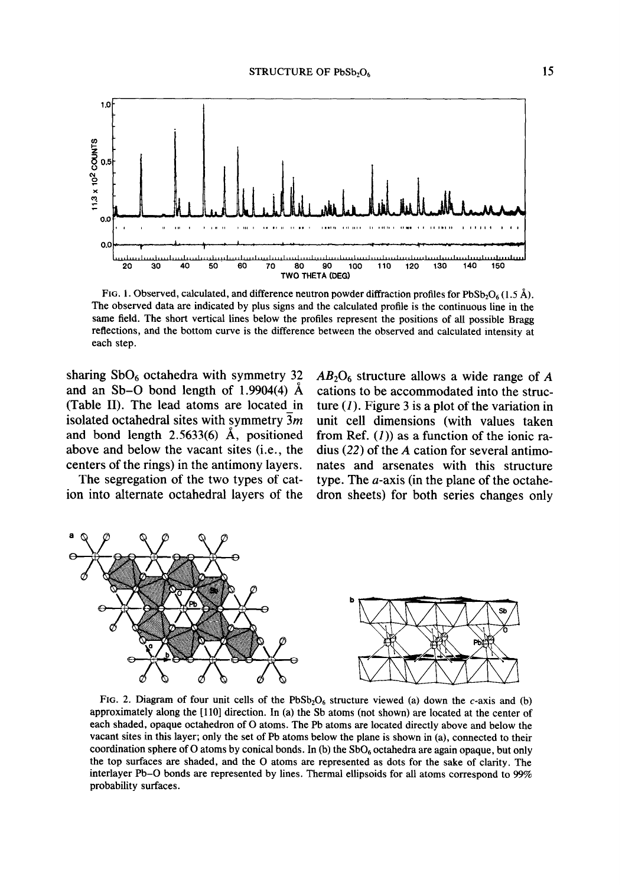FIG. 1. Observed, calculated, and difference neutron powder diffraction profiles for $PbSb_2O_6$ (1.5 Å). The observed data are indicated by plus signs and the calculated profile is the continuous line in the same field. The short vertical lines below the profiles represent the positions of all possible Bragg reflections, and the bottom curve is the difference between the observed and calculated intensity at each step.

sharing $SbO_6$ octahedra with symmetry 32 and an Sb–O bond length of 1.9904(4) Å (Table II). The lead atoms are located in isolated octahedral sites with symmetry $\bar{3}m$ and bond length 2.5633(6) Å, positioned above and below the vacant sites (i.e., the centers of the rings) in the antimony layers.

The segregation of the two types of cation into alternate octahedral layers of the $AB_2O_6$ structure allows a wide range of $A$ cations to be accommodated into the structure (*1*). Figure 3 is a plot of the variation in unit cell dimensions (with values taken from Ref. (*1*)) as a function of the ionic radius (*22*) of the $A$ cation for several antimonates and arsenates with this structure type. The $a$-axis (in the plane of the octahedron sheets) for both series changes only

FIG. 2. Diagram of four unit cells of the $PbSb_2O_6$ structure viewed (a) down the $c$-axis and (b) approximately along the [110] direction. In (a) the Sb atoms (not shown) are located at the center of each shaded, opaque octahedron of O atoms. The Pb atoms are located directly above and below the vacant sites in this layer; only the set of Pb atoms below the plane is shown in (a), connected to their coordination sphere of O atoms by conical bonds. In (b) the $SbO_6$ octahedra are again opaque, but only the top surfaces are shaded, and the O atoms are represented as dots for the sake of clarity. The interlayer Pb–O bonds are represented by lines. Thermal ellipsoids for all atoms correspond to 99% probability surfaces.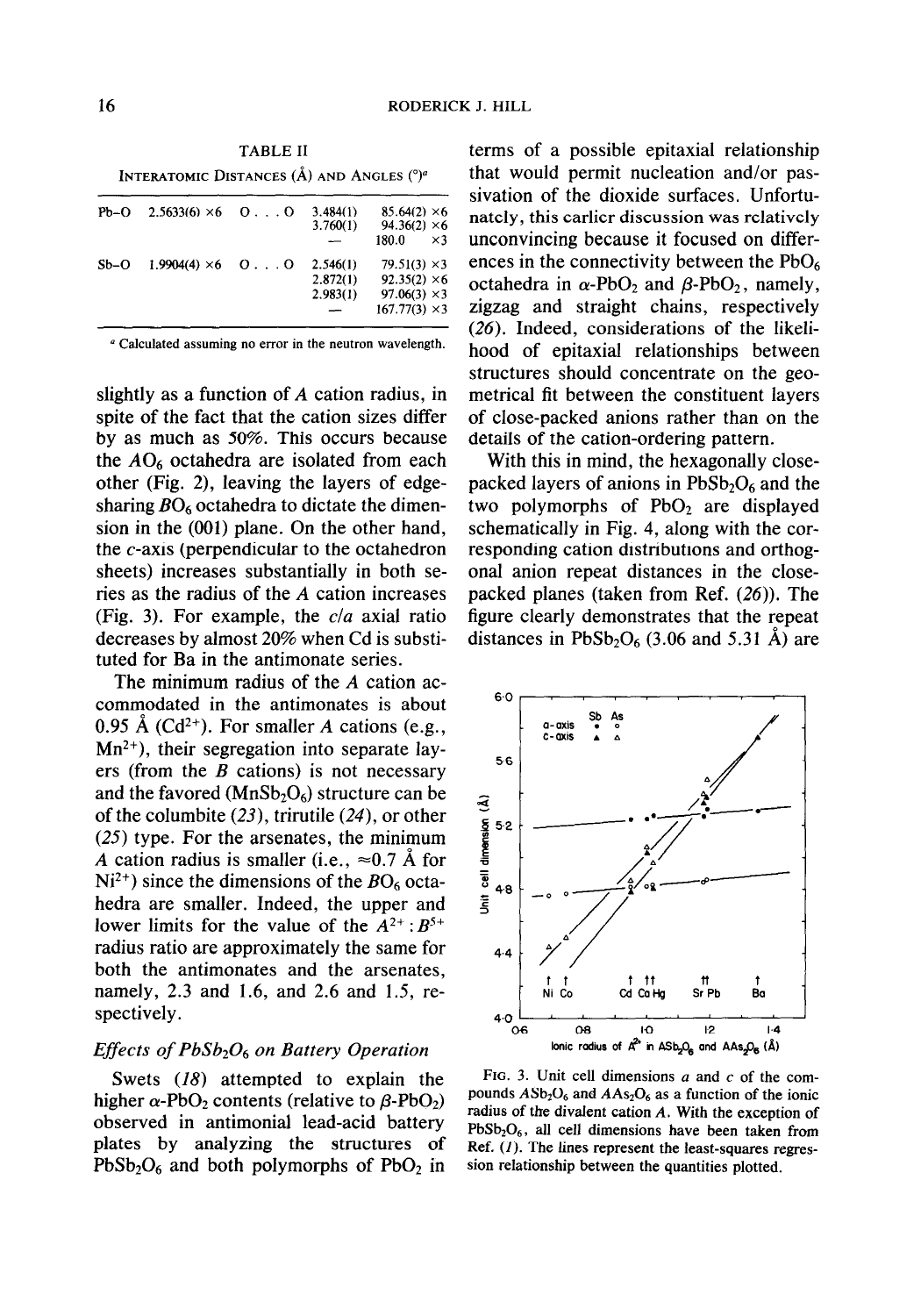TABLE II

INTERATOMIC DISTANCES (Å) AND ANGLES (°)[a]

| | | | | |
|---|---|---|---|---|
| Pb–O | 2.5633(6) ×6 | O . . . O | 3.484(1) | 85.64(2) ×6 |
| | | | 3.760(1) | 94.36(2) ×6 |
| | | | — | 180.0 ×3 |
| Sb–O | 1.9904(4) ×6 | O . . . O | 2.546(1) | 79.51(3) ×3 |
| | | | 2.872(1) | 92.35(2) ×6 |
| | | | 2.983(1) | 97.06(3) ×3 |
| | | | — | 167.77(3) ×3 |

[a] Calculated assuming no error in the neutron wavelength.

slightly as a function of $A$ cation radius, in spite of the fact that the cation sizes differ by as much as 50%. This occurs because the $AO_6$ octahedra are isolated from each other (Fig. 2), leaving the layers of edge-sharing $BO_6$ octahedra to dictate the dimension in the (001) plane. On the other hand, the $c$-axis (perpendicular to the octahedron sheets) increases substantially in both series as the radius of the $A$ cation increases (Fig. 3). For example, the $c/a$ axial ratio decreases by almost 20% when Cd is substituted for Ba in the antimonate series.

The minimum radius of the $A$ cation accommodated in the antimonates is about 0.95 Å ($Cd^{2+}$). For smaller $A$ cations (e.g., $Mn^{2+}$), their segregation into separate layers (from the $B$ cations) is not necessary and the favored ($MnSb_2O_6$) structure can be of the columbite (23), trirutile (24), or other (25) type. For the arsenates, the minimum $A$ cation radius is smaller (i.e., ≈0.7 Å for $Ni^{2+}$) since the dimensions of the $BO_6$ octahedra are smaller. Indeed, the upper and lower limits for the value of the $A^{2+}:B^{5+}$ radius ratio are approximately the same for both the antimonates and the arsenates, namely, 2.3 and 1.6, and 2.6 and 1.5, respectively.

### Effects of $PbSb_2O_6$ on Battery Operation

Swets (18) attempted to explain the higher $\alpha$-$PbO_2$ contents (relative to $\beta$-$PbO_2$) observed in antimonial lead-acid battery plates by analyzing the structures of $PbSb_2O_6$ and both polymorphs of $PbO_2$ in terms of a possible epitaxial relationship that would permit nucleation and/or passivation of the dioxide surfaces. Unfortunately, this earlier discussion was relatively unconvincing because it focused on differences in the connectivity between the $PbO_6$ octahedra in $\alpha$-$PbO_2$ and $\beta$-$PbO_2$, namely, zigzag and straight chains, respectively (26). Indeed, considerations of the likelihood of epitaxial relationships between structures should concentrate on the geometrical fit between the constituent layers of close-packed anions rather than on the details of the cation-ordering pattern.

With this in mind, the hexagonally close-packed layers of anions in $PbSb_2O_6$ and the two polymorphs of $PbO_2$ are displayed schematically in Fig. 4, along with the corresponding cation distributions and orthogonal anion repeat distances in the close-packed planes (taken from Ref. (26)). The figure clearly demonstrates that the repeat distances in $PbSb_2O_6$ (3.06 and 5.31 Å) are

FIG. 3. Unit cell dimensions $a$ and $c$ of the compounds $ASb_2O_6$ and $AAs_2O_6$ as a function of the ionic radius of the divalent cation $A$. With the exception of $PbSb_2O_6$, all cell dimensions have been taken from Ref. (1). The lines represent the least-squares regression relationship between the quantities plotted.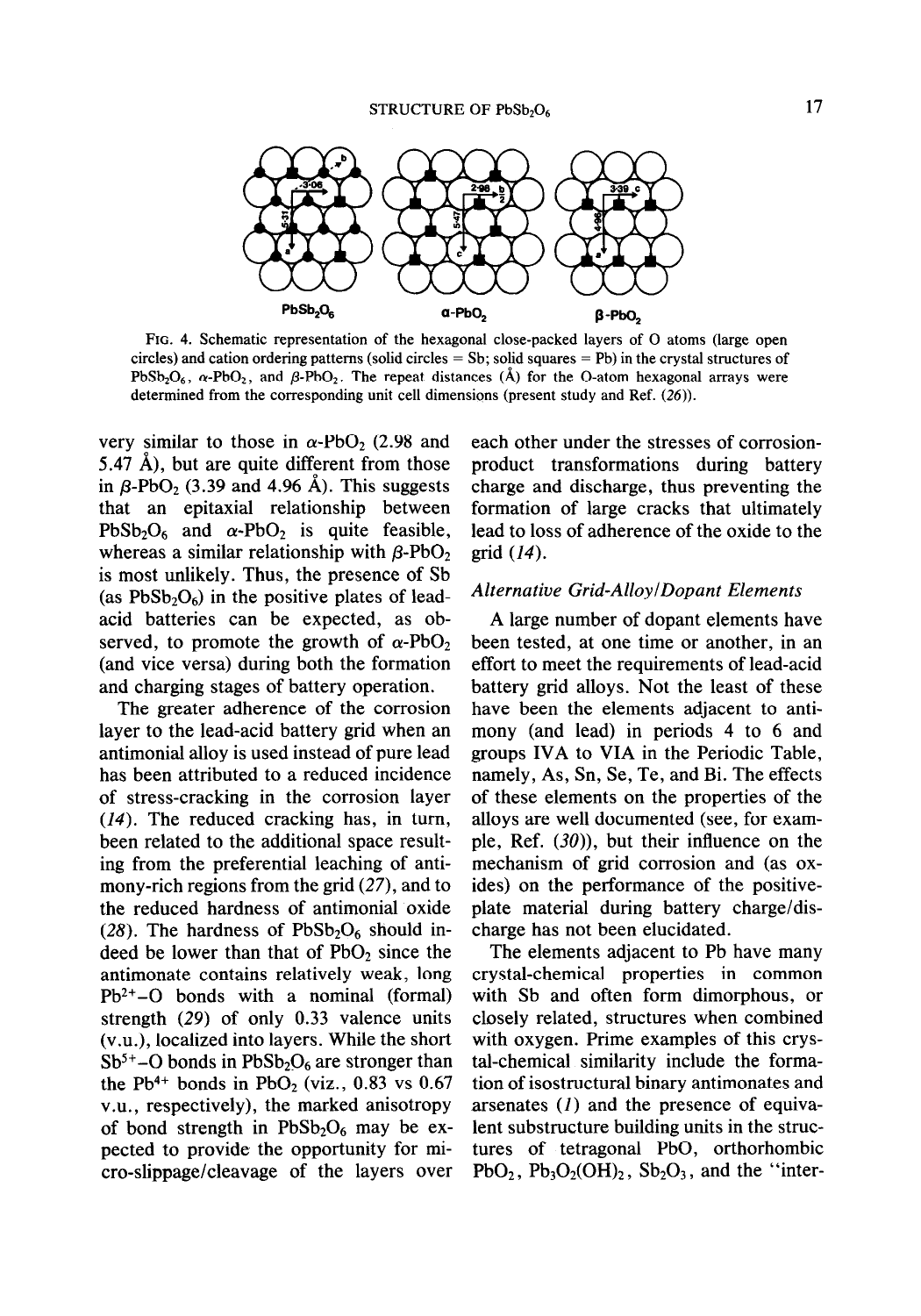FIG. 4. Schematic representation of the hexagonal close-packed layers of O atoms (large open circles) and cation ordering patterns (solid circles = Sb; solid squares = Pb) in the crystal structures of $PbSb_2O_6$, $\alpha$-$PbO_2$, and $\beta$-$PbO_2$. The repeat distances (Å) for the O-atom hexagonal arrays were determined from the corresponding unit cell dimensions (present study and Ref. (26)).

very similar to those in $\alpha$-$PbO_2$ (2.98 and 5.47 Å), but are quite different from those in $\beta$-$PbO_2$ (3.39 and 4.96 Å). This suggests that an epitaxial relationship between $PbSb_2O_6$ and $\alpha$-$PbO_2$ is quite feasible, whereas a similar relationship with $\beta$-$PbO_2$ is most unlikely. Thus, the presence of Sb (as $PbSb_2O_6$) in the positive plates of lead-acid batteries can be expected, as observed, to promote the growth of $\alpha$-$PbO_2$ (and vice versa) during both the formation and charging stages of battery operation.

The greater adherence of the corrosion layer to the lead-acid battery grid when an antimonial alloy is used instead of pure lead has been attributed to a reduced incidence of stress-cracking in the corrosion layer (14). The reduced cracking has, in turn, been related to the additional space resulting from the preferential leaching of antimony-rich regions from the grid (27), and to the reduced hardness of antimonial oxide (28). The hardness of $PbSb_2O_6$ should indeed be lower than that of $PbO_2$ since the antimonate contains relatively weak, long $Pb^{2+}$–O bonds with a nominal (formal) strength (29) of only 0.33 valence units (v.u.), localized into layers. While the short $Sb^{5+}$–O bonds in $PbSb_2O_6$ are stronger than the $Pb^{4+}$ bonds in $PbO_2$ (viz., 0.83 vs 0.67 v.u., respectively), the marked anisotropy of bond strength in $PbSb_2O_6$ may be expected to provide the opportunity for micro-slippage/cleavage of the layers over each other under the stresses of corrosion-product transformations during battery charge and discharge, thus preventing the formation of large cracks that ultimately lead to loss of adherence of the oxide to the grid (14).

### *Alternative Grid-Alloy/Dopant Elements*

A large number of dopant elements have been tested, at one time or another, in an effort to meet the requirements of lead-acid battery grid alloys. Not the least of these have been the elements adjacent to antimony (and lead) in periods 4 to 6 and groups IVA to VIA in the Periodic Table, namely, As, Sn, Se, Te, and Bi. The effects of these elements on the properties of the alloys are well documented (see, for example, Ref. (30)), but their influence on the mechanism of grid corrosion and (as oxides) on the performance of the positive-plate material during battery charge/discharge has not been elucidated.

The elements adjacent to Pb have many crystal-chemical properties in common with Sb and often form dimorphous, or closely related, structures when combined with oxygen. Prime examples of this crystal-chemical similarity include the formation of isostructural binary antimonates and arsenates (1) and the presence of equivalent substructure building units in the structures of tetragonal PbO, orthorhombic $PbO_2$, $Pb_3O_2(OH)_2$, $Sb_2O_3$, and the "inter-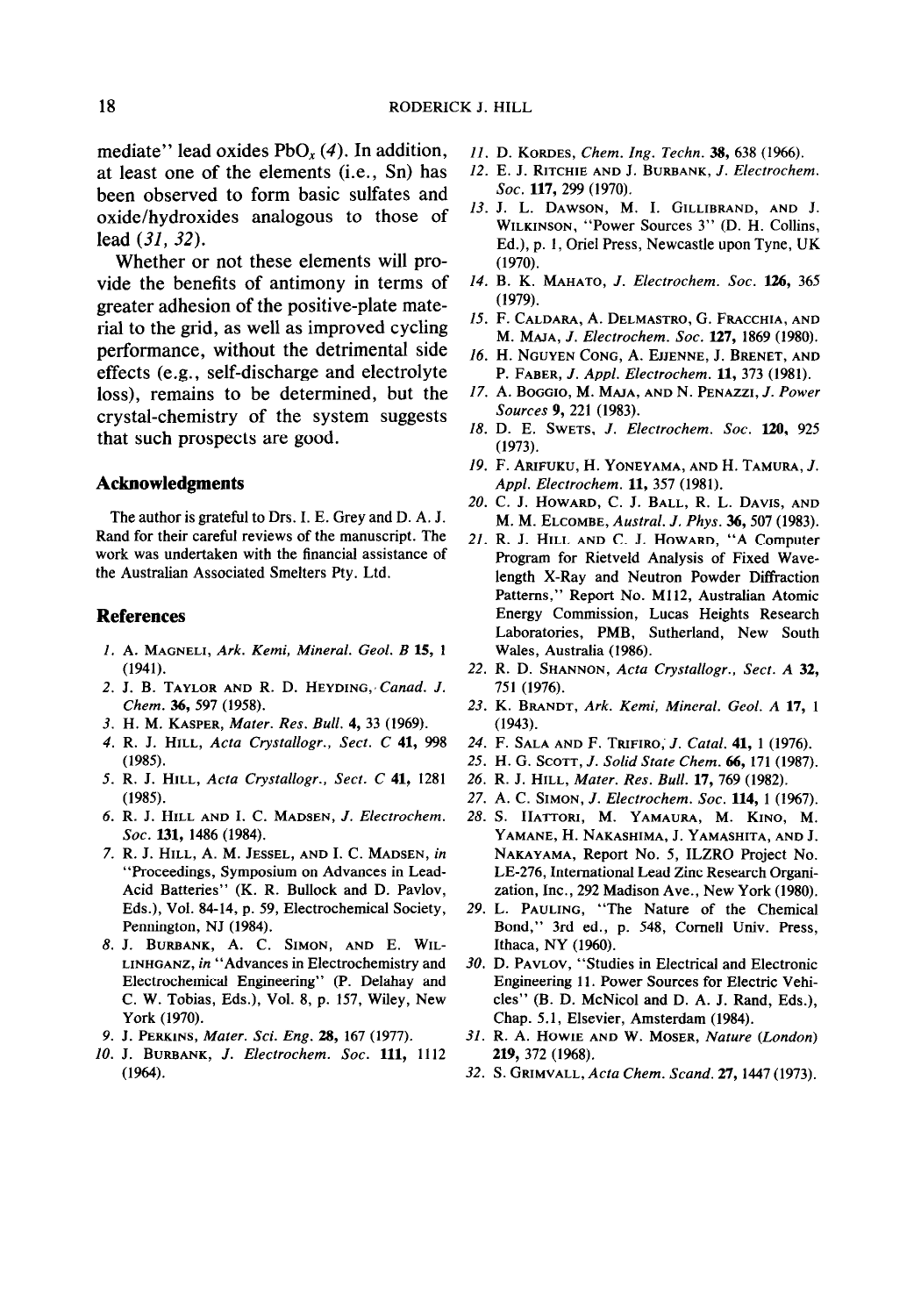mediate" lead oxides $PbO_x$ (4). In addition, at least one of the elements (i.e., Sn) has been observed to form basic sulfates and oxide/hydroxides analogous to those of lead (31, 32).

Whether or not these elements will provide the benefits of antimony in terms of greater adhesion of the positive-plate material to the grid, as well as improved cycling performance, without the detrimental side effects (e.g., self-discharge and electrolyte loss), remains to be determined, but the crystal-chemistry of the system suggests that such prospects are good.

## Acknowledgments

The author is grateful to Drs. I. E. Grey and D. A. J. Rand for their careful reviews of the manuscript. The work was undertaken with the financial assistance of the Australian Associated Smelters Pty. Ltd.

## References

1. A. Magneli, *Ark. Kemi, Mineral. Geol. B* **15**, 1 (1941).
2. J. B. Taylor and R. D. Heyding, *Canad. J. Chem.* **36**, 597 (1958).
3. H. M. Kasper, *Mater. Res. Bull.* **4**, 33 (1969).
4. R. J. Hill, *Acta Crystallogr., Sect. C* **41**, 998 (1985).
5. R. J. Hill, *Acta Crystallogr., Sect. C* **41**, 1281 (1985).
6. R. J. Hill and I. C. Madsen, *J. Electrochem. Soc.* **131**, 1486 (1984).
7. R. J. Hill, A. M. Jessel, and I. C. Madsen, *in* "Proceedings, Symposium on Advances in Lead-Acid Batteries" (K. R. Bullock and D. Pavlov, Eds.), Vol. 84-14, p. 59, Electrochemical Society, Pennington, NJ (1984).
8. J. Burbank, A. C. Simon, and E. Willihnganz, *in* "Advances in Electrochemistry and Electrochemical Engineering" (P. Delahay and C. W. Tobias, Eds.), Vol. 8, p. 157, Wiley, New York (1970).
9. J. Perkins, *Mater. Sci. Eng.* **28**, 167 (1977).
10. J. Burbank, *J. Electrochem. Soc.* **111**, 1112 (1964).
11. D. Kordes, *Chem. Ing. Techn.* **38**, 638 (1966).
12. E. J. Ritchie and J. Burbank, *J. Electrochem. Soc.* **117**, 299 (1970).
13. J. L. Dawson, M. I. Gillibrand, and J. Wilkinson, "Power Sources 3" (D. H. Collins, Ed.), p. 1, Oriel Press, Newcastle upon Tyne, UK (1970).
14. B. K. Mahato, *J. Electrochem. Soc.* **126**, 365 (1979).
15. F. Caldara, A. Delmastro, G. Fracchia, and M. Maja, *J. Electrochem. Soc.* **127**, 1869 (1980).
16. H. Nguyen Cong, A. Ejjenne, J. Brenet, and P. Faber, *J. Appl. Electrochem.* **11**, 373 (1981).
17. A. Boggio, M. Maja, and N. Penazzi, *J. Power Sources* **9**, 221 (1983).
18. D. E. Swets, *J. Electrochem. Soc.* **120**, 925 (1973).
19. F. Arifuku, H. Yoneyama, and H. Tamura, *J. Appl. Electrochem.* **11**, 357 (1981).
20. C. J. Howard, C. J. Ball, R. L. Davis, and M. M. Elcombe, *Austral. J. Phys.* **36**, 507 (1983).
21. R. J. Hill and C. J. Howard, "A Computer Program for Rietveld Analysis of Fixed Wavelength X-Ray and Neutron Powder Diffraction Patterns," Report No. M112, Australian Atomic Energy Commission, Lucas Heights Research Laboratories, PMB, Sutherland, New South Wales, Australia (1986).
22. R. D. Shannon, *Acta Crystallogr., Sect. A* **32**, 751 (1976).
23. K. Brandt, *Ark. Kemi, Mineral. Geol. A* **17**, 1 (1943).
24. F. Sala and F. Trifiro, *J. Catal.* **41**, 1 (1976).
25. H. G. Scott, *J. Solid State Chem.* **66**, 171 (1987).
26. R. J. Hill, *Mater. Res. Bull.* **17**, 769 (1982).
27. A. C. Simon, *J. Electrochem. Soc.* **114**, 1 (1967).
28. S. Hattori, M. Yamaura, M. Kino, M. Yamane, H. Nakashima, J. Yamashita, and J. Nakayama, Report No. 5, ILZRO Project No. LE-276, International Lead Zinc Research Organization, Inc., 292 Madison Ave., New York (1980).
29. L. Pauling, "The Nature of the Chemical Bond," 3rd ed., p. 548, Cornell Univ. Press, Ithaca, NY (1960).
30. D. Pavlov, "Studies in Electrical and Electronic Engineering 11. Power Sources for Electric Vehicles" (B. D. McNicol and D. A. J. Rand, Eds.), Chap. 5.1, Elsevier, Amsterdam (1984).
31. R. A. Howie and W. Moser, *Nature (London)* **219**, 372 (1968).
32. S. Grimvall, *Acta Chem. Scand.* **27**, 1447 (1973).